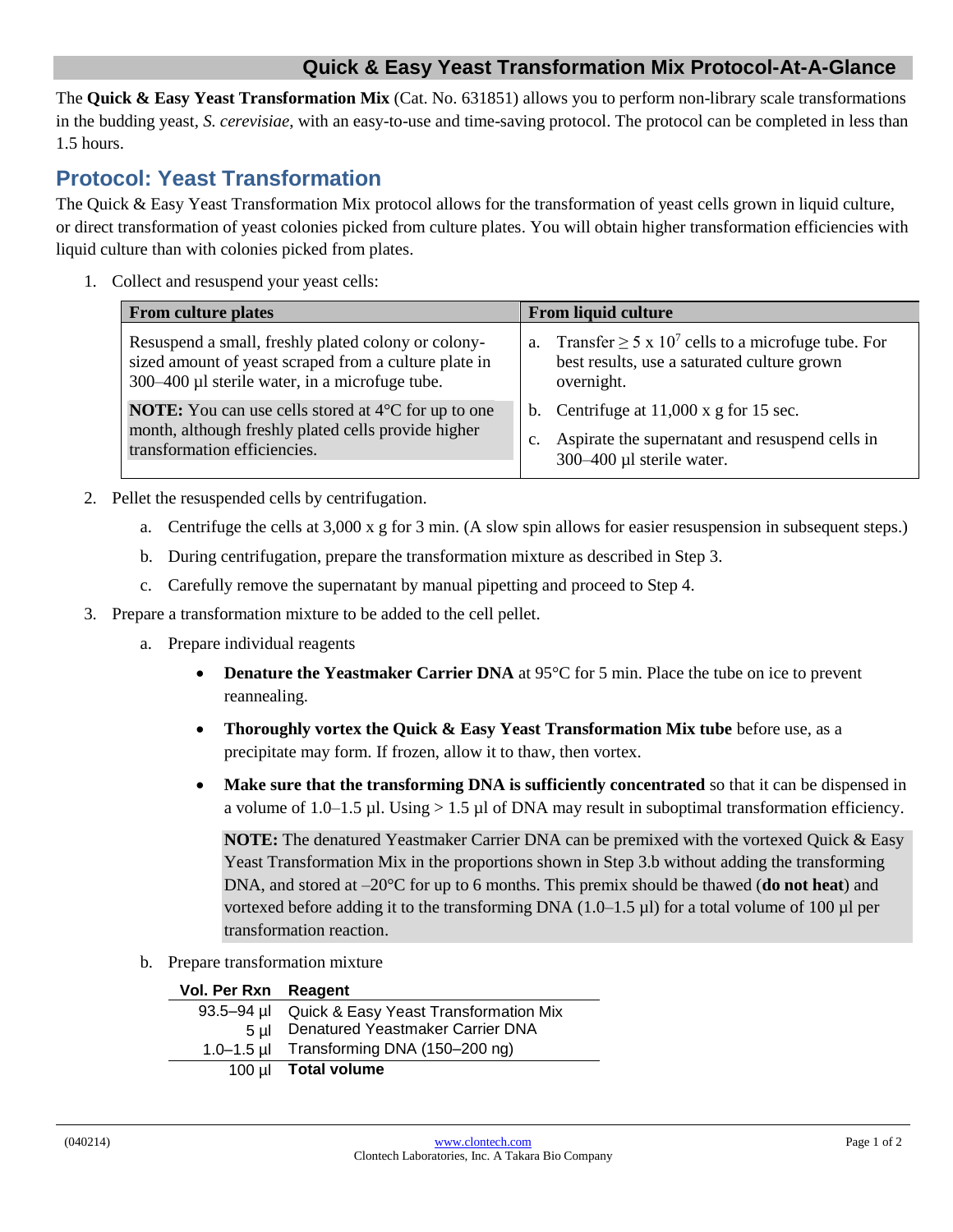# Quick & Easy Yeast Transformation Mix Protocol-At-A-Glance

The **Quick & Easy Yeast Transformation Mix** (Cat. No. 631851) allows you to perform non-library scale transformations in the budding yeast, *S. cerevisiae*, with an easy-to-use and time-saving protocol. The protocol can be completed in less than 1.5 hours.

## Protocol: Yeast Transformation

The Quick & Easy Yeast Transformation Mix protocol allows for the transformation of yeast cells grown in liquid culture, or direct transformation of yeast colonies picked from culture plates. You will obtain higher transformation efficiencies with liquid culture than with colonies picked from plates.

1. Collect and resuspend your yeast cells:

| From culture plates | From liquid culture |
|---|---|
| Resuspend a small, freshly plated colony or colony-sized amount of yeast scraped from a culture plate in 300–400 µl sterile water, in a microfuge tube.<br><br>**NOTE:** You can use cells stored at 4°C for up to one month, although freshly plated cells provide higher transformation efficiencies. | a. Transfer $\geq 5 \times 10^7$ cells to a microfuge tube. For best results, use a saturated culture grown overnight.<br>b. Centrifuge at 11,000 x g for 15 sec.<br>c. Aspirate the supernatant and resuspend cells in 300–400 µl sterile water. |

2. Pellet the resuspended cells by centrifugation.
   a. Centrifuge the cells at 3,000 x g for 3 min. (A slow spin allows for easier resuspension in subsequent steps.)
   b. During centrifugation, prepare the transformation mixture as described in Step 3.
   c. Carefully remove the supernatant by manual pipetting and proceed to Step 4.

3. Prepare a transformation mixture to be added to the cell pellet.
   a. Prepare individual reagents
      - **Denature the Yeastmaker Carrier DNA** at 95°C for 5 min. Place the tube on ice to prevent reannealing.
      - **Thoroughly vortex the Quick & Easy Yeast Transformation Mix tube** before use, as a precipitate may form. If frozen, allow it to thaw, then vortex.
      - **Make sure that the transforming DNA is sufficiently concentrated** so that it can be dispensed in a volume of 1.0–1.5 µl. Using > 1.5 µl of DNA may result in suboptimal transformation efficiency.

      **NOTE:** The denatured Yeastmaker Carrier DNA can be premixed with the vortexed Quick & Easy Yeast Transformation Mix in the proportions shown in Step 3.b without adding the transforming DNA, and stored at –20°C for up to 6 months. This premix should be thawed (**do not heat**) and vortexed before adding it to the transforming DNA (1.0–1.5 µl) for a total volume of 100 µl per transformation reaction.

   b. Prepare transformation mixture

| Vol. Per Rxn | Reagent |
|---|---|
| 93.5–94 µl | Quick & Easy Yeast Transformation Mix |
| 5 µl | Denatured Yeastmaker Carrier DNA |
| 1.0–1.5 µl | Transforming DNA (150–200 ng) |
| 100 µl | **Total volume** |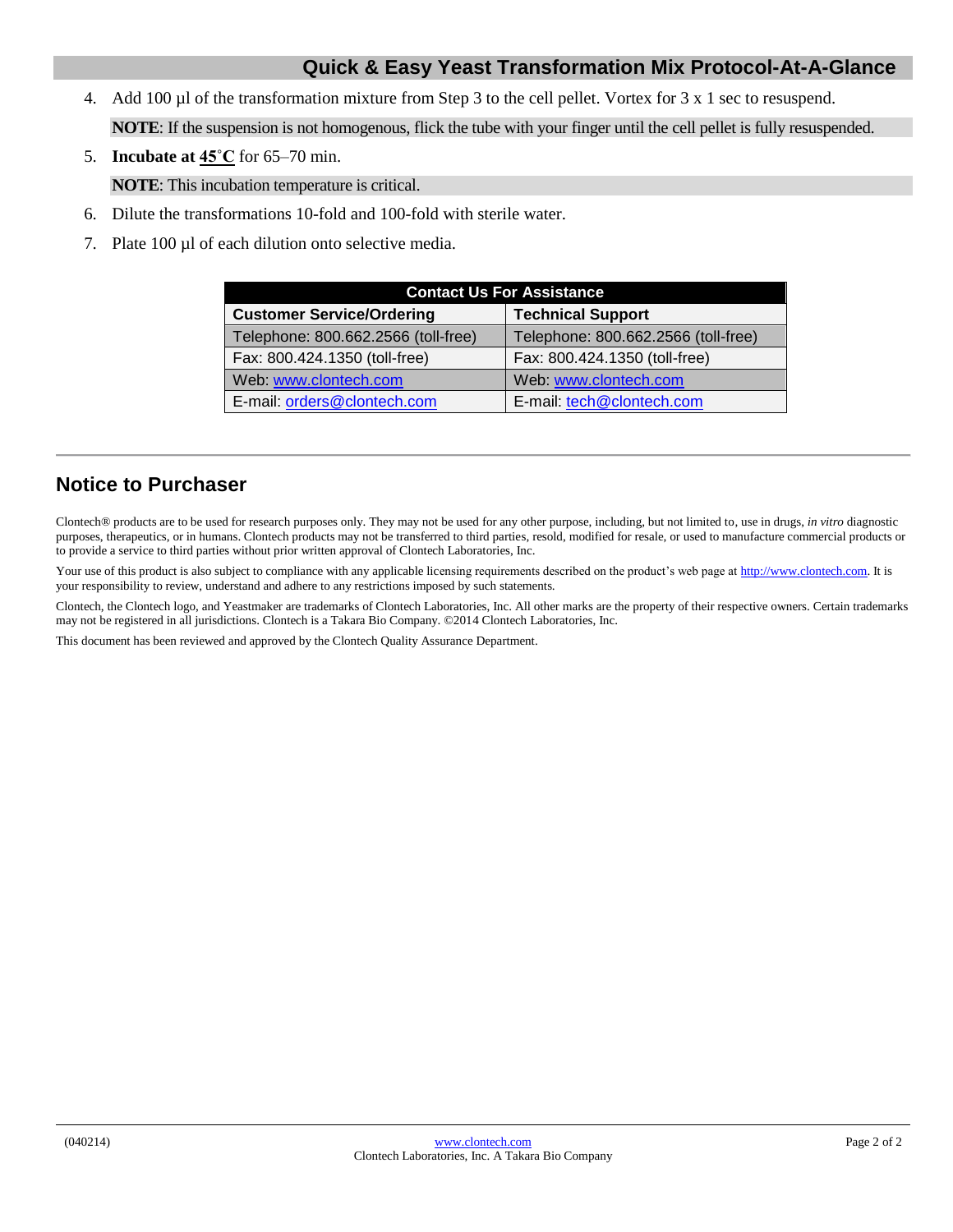## Quick & Easy Yeast Transformation Mix Protocol-At-A-Glance

4. Add 100 µl of the transformation mixture from Step 3 to the cell pellet. Vortex for 3 x 1 sec to resuspend.

   **NOTE**: If the suspension is not homogenous, flick the tube with your finger until the cell pellet is fully resuspended.

5. **Incubate at 45˚C** for 65–70 min.

   **NOTE**: This incubation temperature is critical.

6. Dilute the transformations 10-fold and 100-fold with sterile water.
7. Plate 100 µl of each dilution onto selective media.

| Contact Us For Assistance | |
|---|---|
| **Customer Service/Ordering** | **Technical Support** |
| Telephone: 800.662.2566 (toll-free) | Telephone: 800.662.2566 (toll-free) |
| Fax: 800.424.1350 (toll-free) | Fax: 800.424.1350 (toll-free) |
| Web: www.clontech.com | Web: www.clontech.com |
| E-mail: orders@clontech.com | E-mail: tech@clontech.com |

## Notice to Purchaser

Clontech® products are to be used for research purposes only. They may not be used for any other purpose, including, but not limited to, use in drugs, *in vitro* diagnostic purposes, therapeutics, or in humans. Clontech products may not be transferred to third parties, resold, modified for resale, or used to manufacture commercial products or to provide a service to third parties without prior written approval of Clontech Laboratories, Inc.

Your use of this product is also subject to compliance with any applicable licensing requirements described on the product's web page at http://www.clontech.com. It is your responsibility to review, understand and adhere to any restrictions imposed by such statements.

Clontech, the Clontech logo, and Yeastmaker are trademarks of Clontech Laboratories, Inc. All other marks are the property of their respective owners. Certain trademarks may not be registered in all jurisdictions. Clontech is a Takara Bio Company. ©2014 Clontech Laboratories, Inc.

This document has been reviewed and approved by the Clontech Quality Assurance Department.